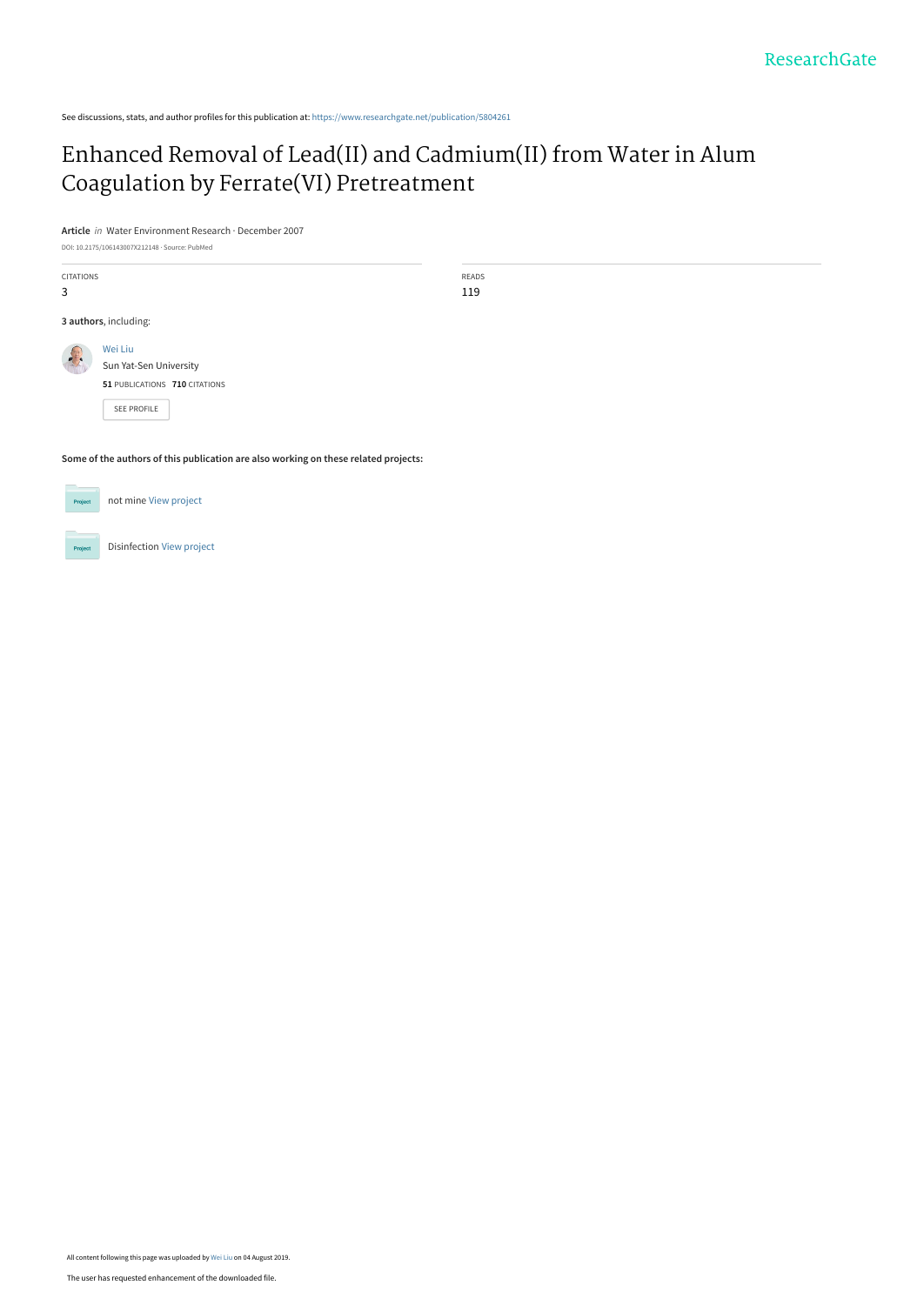See discussions, stats, and author profiles for this publication at: https://www.researchgate.net/publication/5804261

# Enhanced Removal of Lead(II) and Cadmium(II) from Water in Alum Coagulation by Ferrate(VI) Pretreatment

**Article** *in* Water Environment Research · December 2007

DOI: 10.2175/106143007X212148 · Source: PubMed

| CITATIONS | READS |
| --- | --- |
| 3 | 119 |

**3 authors**, including:

Wei Liu
Sun Yat-Sen University
**51** PUBLICATIONS **710** CITATIONS

SEE PROFILE

**Some of the authors of this publication are also working on these related projects:**

not mine View project

Disinfection View project

All content following this page was uploaded by Wei Liu on 04 August 2019.

The user has requested enhancement of the downloaded file.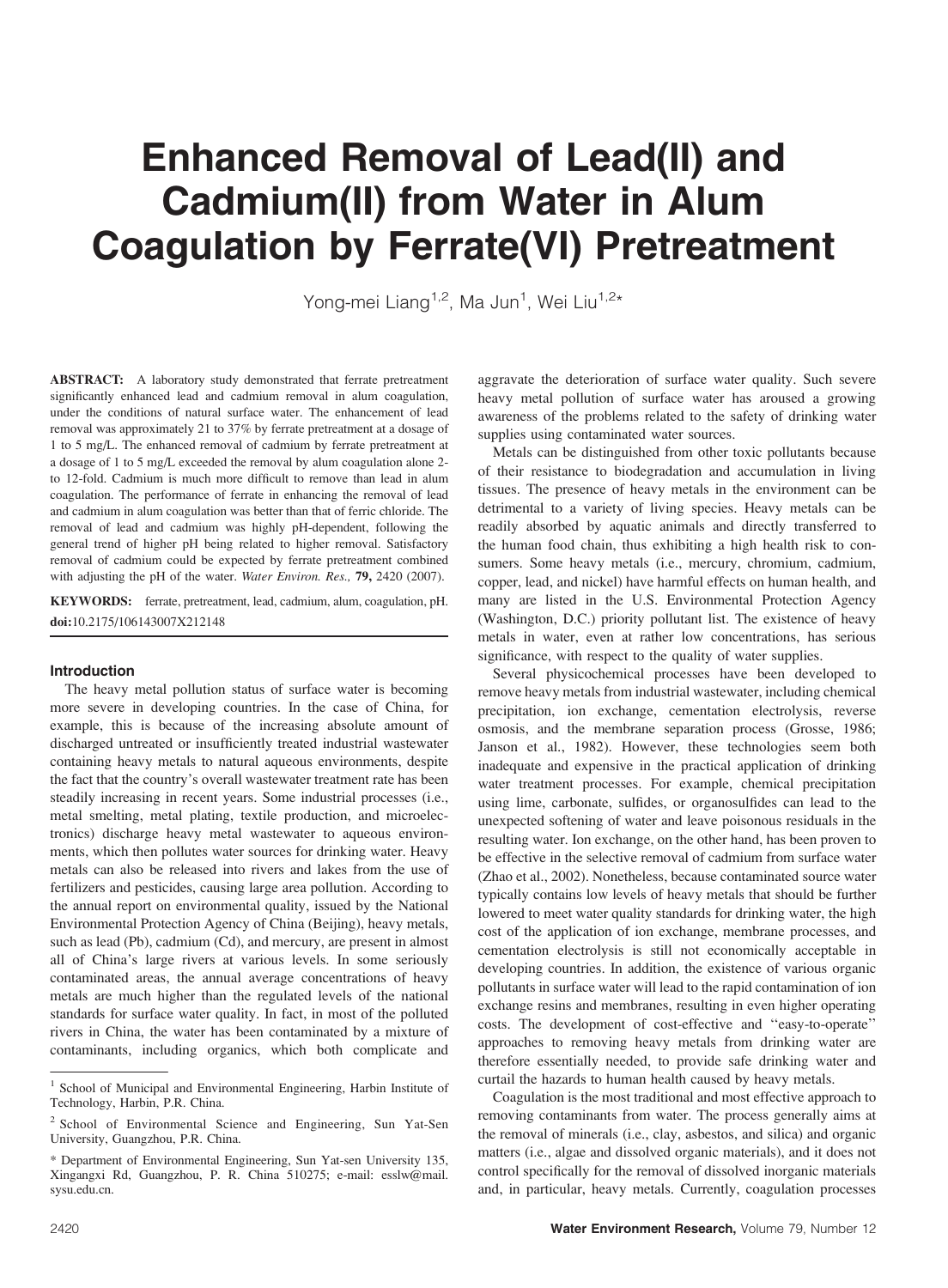# Enhanced Removal of Lead(II) and Cadmium(II) from Water in Alum Coagulation by Ferrate(VI) Pretreatment

Yong-mei Liang[1,2], Ma Jun[1], Wei Liu[1,2]*

**ABSTRACT:** A laboratory study demonstrated that ferrate pretreatment significantly enhanced lead and cadmium removal in alum coagulation, under the conditions of natural surface water. The enhancement of lead removal was approximately 21 to 37% by ferrate pretreatment at a dosage of 1 to 5 mg/L. The enhanced removal of cadmium by ferrate pretreatment at a dosage of 1 to 5 mg/L exceeded the removal by alum coagulation alone 2- to 12-fold. Cadmium is much more difficult to remove than lead in alum coagulation. The performance of ferrate in enhancing the removal of lead and cadmium in alum coagulation was better than that of ferric chloride. The removal of lead and cadmium was highly pH-dependent, following the general trend of higher pH being related to higher removal. Satisfactory removal of cadmium could be expected by ferrate pretreatment combined with adjusting the pH of the water. *Water Environ. Res.,* **79,** 2420 (2007).

**KEYWORDS:** ferrate, pretreatment, lead, cadmium, alum, coagulation, pH.

**doi:**10.2175/106143007X212148

## Introduction

The heavy metal pollution status of surface water is becoming more severe in developing countries. In the case of China, for example, this is because of the increasing absolute amount of discharged untreated or insufficiently treated industrial wastewater containing heavy metals to natural aqueous environments, despite the fact that the country's overall wastewater treatment rate has been steadily increasing in recent years. Some industrial processes (i.e., metal smelting, metal plating, textile production, and microelectronics) discharge heavy metal wastewater to aqueous environments, which then pollutes water sources for drinking water. Heavy metals can also be released into rivers and lakes from the use of fertilizers and pesticides, causing large area pollution. According to the annual report on environmental quality, issued by the National Environmental Protection Agency of China (Beijing), heavy metals, such as lead (Pb), cadmium (Cd), and mercury, are present in almost all of China's large rivers at various levels. In some seriously contaminated areas, the annual average concentrations of heavy metals are much higher than the regulated levels of the national standards for surface water quality. In fact, in most of the polluted rivers in China, the water has been contaminated by a mixture of contaminants, including organics, which both complicate and aggravate the deterioration of surface water quality. Such severe heavy metal pollution of surface water has aroused a growing awareness of the problems related to the safety of drinking water supplies using contaminated water sources.

Metals can be distinguished from other toxic pollutants because of their resistance to biodegradation and accumulation in living tissues. The presence of heavy metals in the environment can be detrimental to a variety of living species. Heavy metals can be readily absorbed by aquatic animals and directly transferred to the human food chain, thus exhibiting a high health risk to consumers. Some heavy metals (i.e., mercury, chromium, cadmium, copper, lead, and nickel) have harmful effects on human health, and many are listed in the U.S. Environmental Protection Agency (Washington, D.C.) priority pollutant list. The existence of heavy metals in water, even at rather low concentrations, has serious significance, with respect to the quality of water supplies.

Several physicochemical processes have been developed to remove heavy metals from industrial wastewater, including chemical precipitation, ion exchange, cementation electrolysis, reverse osmosis, and the membrane separation process (Grosse, 1986; Janson et al., 1982). However, these technologies seem both inadequate and expensive in the practical application of drinking water treatment processes. For example, chemical precipitation using lime, carbonate, sulfides, or organosulfides can lead to the unexpected softening of water and leave poisonous residuals in the resulting water. Ion exchange, on the other hand, has been proven to be effective in the selective removal of cadmium from surface water (Zhao et al., 2002). Nonetheless, because contaminated source water typically contains low levels of heavy metals that should be further lowered to meet water quality standards for drinking water, the high cost of the application of ion exchange, membrane processes, and cementation electrolysis is still not economically acceptable in developing countries. In addition, the existence of various organic pollutants in surface water will lead to the rapid contamination of ion exchange resins and membranes, resulting in even higher operating costs. The development of cost-effective and "easy-to-operate" approaches to removing heavy metals from drinking water are therefore essentially needed, to provide safe drinking water and curtail the hazards to human health caused by heavy metals.

Coagulation is the most traditional and most effective approach to removing contaminants from water. The process generally aims at the removal of minerals (i.e., clay, asbestos, and silica) and organic matters (i.e., algae and dissolved organic materials), and it does not control specifically for the removal of dissolved inorganic materials and, in particular, heavy metals. Currently, coagulation processes

---

[1] School of Municipal and Environmental Engineering, Harbin Institute of Technology, Harbin, P.R. China.

[2] School of Environmental Science and Engineering, Sun Yat-Sen University, Guangzhou, P.R. China.

* Department of Environmental Engineering, Sun Yat-sen University 135, Xingangxi Rd, Guangzhou, P. R. China 510275; e-mail: esslw@mail.sysu.edu.cn.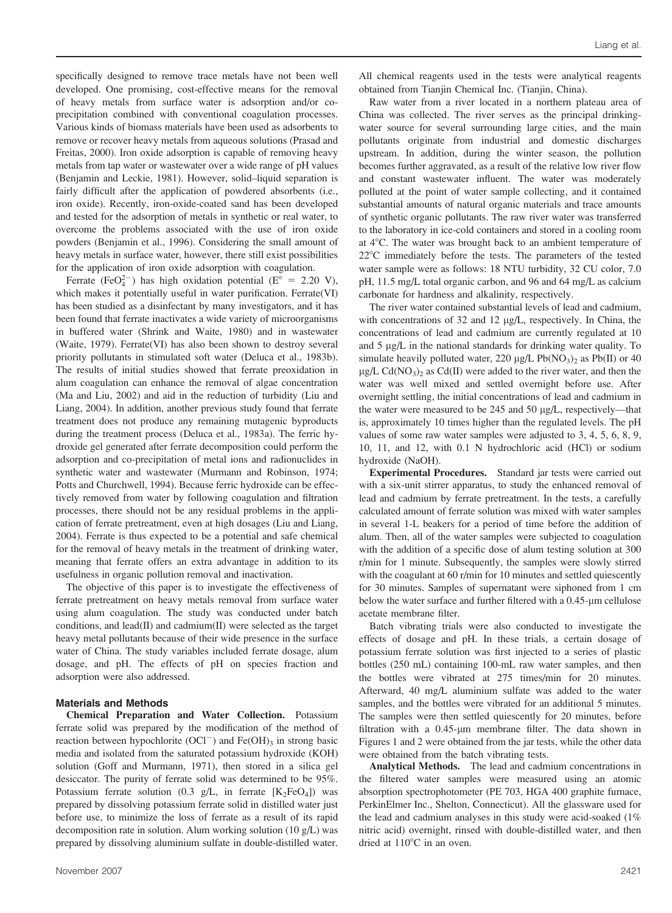specifically designed to remove trace metals have not been well developed. One promising, cost-effective means for the removal of heavy metals from surface water is adsorption and/or co-precipitation combined with conventional coagulation processes. Various kinds of biomass materials have been used as adsorbents to remove or recover heavy metals from aqueous solutions (Prasad and Freitas, 2000). Iron oxide adsorption is capable of removing heavy metals from tap water or wastewater over a wide range of pH values (Benjamin and Leckie, 1981). However, solid–liquid separation is fairly difficult after the application of powdered absorbents (i.e., iron oxide). Recently, iron-oxide-coated sand has been developed and tested for the adsorption of metals in synthetic or real water, to overcome the problems associated with the use of iron oxide powders (Benjamin et al., 1996). Considering the small amount of heavy metals in surface water, however, there still exist possibilities for the application of iron oxide adsorption with coagulation.

Ferrate ($FeO_4^{2-}$) has high oxidation potential ($E^\circ = 2.20$ V), which makes it potentially useful in water purification. Ferrate(VI) has been studied as a disinfectant by many investigators, and it has been found that ferrate inactivates a wide variety of microorganisms in buffered water (Shrink and Waite, 1980) and in wastewater (Waite, 1979). Ferrate(VI) has also been shown to destroy several priority pollutants in stimulated soft water (Deluca et al., 1983b). The results of initial studies showed that ferrate preoxidation in alum coagulation can enhance the removal of algae concentration (Ma and Liu, 2002) and aid in the reduction of turbidity (Liu and Liang, 2004). In addition, another previous study found that ferrate treatment does not produce any remaining mutagenic byproducts during the treatment process (Deluca et al., 1983a). The ferric hydroxide gel generated after ferrate decomposition could perform the adsorption and co-precipitation of metal ions and radionuclides in synthetic water and wastewater (Murmann and Robinson, 1974; Potts and Churchwell, 1994). Because ferric hydroxide can be effectively removed from water by following coagulation and filtration processes, there should not be any residual problems in the application of ferrate pretreatment, even at high dosages (Liu and Liang, 2004). Ferrate is thus expected to be a potential and safe chemical for the removal of heavy metals in the treatment of drinking water, meaning that ferrate offers an extra advantage in addition to its usefulness in organic pollution removal and inactivation.

The objective of this paper is to investigate the effectiveness of ferrate pretreatment on heavy metals removal from surface water using alum coagulation. The study was conducted under batch conditions, and lead(II) and cadmium(II) were selected as the target heavy metal pollutants because of their wide presence in the surface water of China. The study variables included ferrate dosage, alum dosage, and pH. The effects of pH on species fraction and adsorption were also addressed.

## Materials and Methods

**Chemical Preparation and Water Collection.** Potassium ferrate solid was prepared by the modification of the method of reaction between hypochlorite ($OCl^-$) and $Fe(OH)_3$ in strong basic media and isolated from the saturated potassium hydroxide (KOH) solution (Goff and Murmann, 1971), then stored in a silica gel desiccator. The purity of ferrate solid was determined to be 95%. Potassium ferrate solution (0.3 g/L, in ferrate [$K_2FeO_4$]) was prepared by dissolving potassium ferrate solid in distilled water just before use, to minimize the loss of ferrate as a result of its rapid decomposition rate in solution. Alum working solution (10 g/L) was prepared by dissolving aluminium sulfate in double-distilled water. All chemical reagents used in the tests were analytical reagents obtained from Tianjin Chemical Inc. (Tianjin, China).

Raw water from a river located in a northern plateau area of China was collected. The river serves as the principal drinking-water source for several surrounding large cities, and the main pollutants originate from industrial and domestic discharges upstream. In addition, during the winter season, the pollution becomes further aggravated, as a result of the relative low river flow and constant wastewater influent. The water was moderately polluted at the point of water sample collecting, and it contained substantial amounts of natural organic materials and trace amounts of synthetic organic pollutants. The raw river water was transferred to the laboratory in ice-cold containers and stored in a cooling room at 4°C. The water was brought back to an ambient temperature of 22°C immediately before the tests. The parameters of the tested water sample were as follows: 18 NTU turbidity, 32 CU color, 7.0 pH, 11.5 mg/L total organic carbon, and 96 and 64 mg/L as calcium carbonate for hardness and alkalinity, respectively.

The river water contained substantial levels of lead and cadmium, with concentrations of 32 and 12 μg/L, respectively. In China, the concentrations of lead and cadmium are currently regulated at 10 and 5 μg/L in the national standards for drinking water quality. To simulate heavily polluted water, 220 μg/L $Pb(NO_3)_2$ as Pb(II) or 40 μg/L $Cd(NO_3)_2$ as Cd(II) were added to the river water, and then the water was well mixed and settled overnight before use. After overnight settling, the initial concentrations of lead and cadmium in the water were measured to be 245 and 50 μg/L, respectively—that is, approximately 10 times higher than the regulated levels. The pH values of some raw water samples were adjusted to 3, 4, 5, 6, 8, 9, 10, 11, and 12, with 0.1 N hydrochloric acid (HCl) or sodium hydroxide (NaOH).

**Experimental Procedures.** Standard jar tests were carried out with a six-unit stirrer apparatus, to study the enhanced removal of lead and cadmium by ferrate pretreatment. In the tests, a carefully calculated amount of ferrate solution was mixed with water samples in several 1-L beakers for a period of time before the addition of alum. Then, all of the water samples were subjected to coagulation with the addition of a specific dose of alum testing solution at 300 r/min for 1 minute. Subsequently, the samples were slowly stirred with the coagulant at 60 r/min for 10 minutes and settled quiescently for 30 minutes. Samples of supernatant were siphoned from 1 cm below the water surface and further filtered with a 0.45-μm cellulose acetate membrane filter.

Batch vibrating trials were also conducted to investigate the effects of dosage and pH. In these trials, a certain dosage of potassium ferrate solution was first injected to a series of plastic bottles (250 mL) containing 100-mL raw water samples, and then the bottles were vibrated at 275 times/min for 20 minutes. Afterward, 40 mg/L aluminium sulfate was added to the water samples, and the bottles were vibrated for an additional 5 minutes. The samples were then settled quiescently for 20 minutes, before filtration with a 0.45-μm membrane filter. The data shown in Figures 1 and 2 were obtained from the jar tests, while the other data were obtained from the batch vibrating tests.

**Analytical Methods.** The lead and cadmium concentrations in the filtered water samples were measured using an atomic absorption spectrophotometer (PE 703, HGA 400 graphite furnace, PerkinElmer Inc., Shelton, Connecticut). All the glassware used for the lead and cadmium analyses in this study were acid-soaked (1% nitric acid) overnight, rinsed with double-distilled water, and then dried at 110°C in an oven.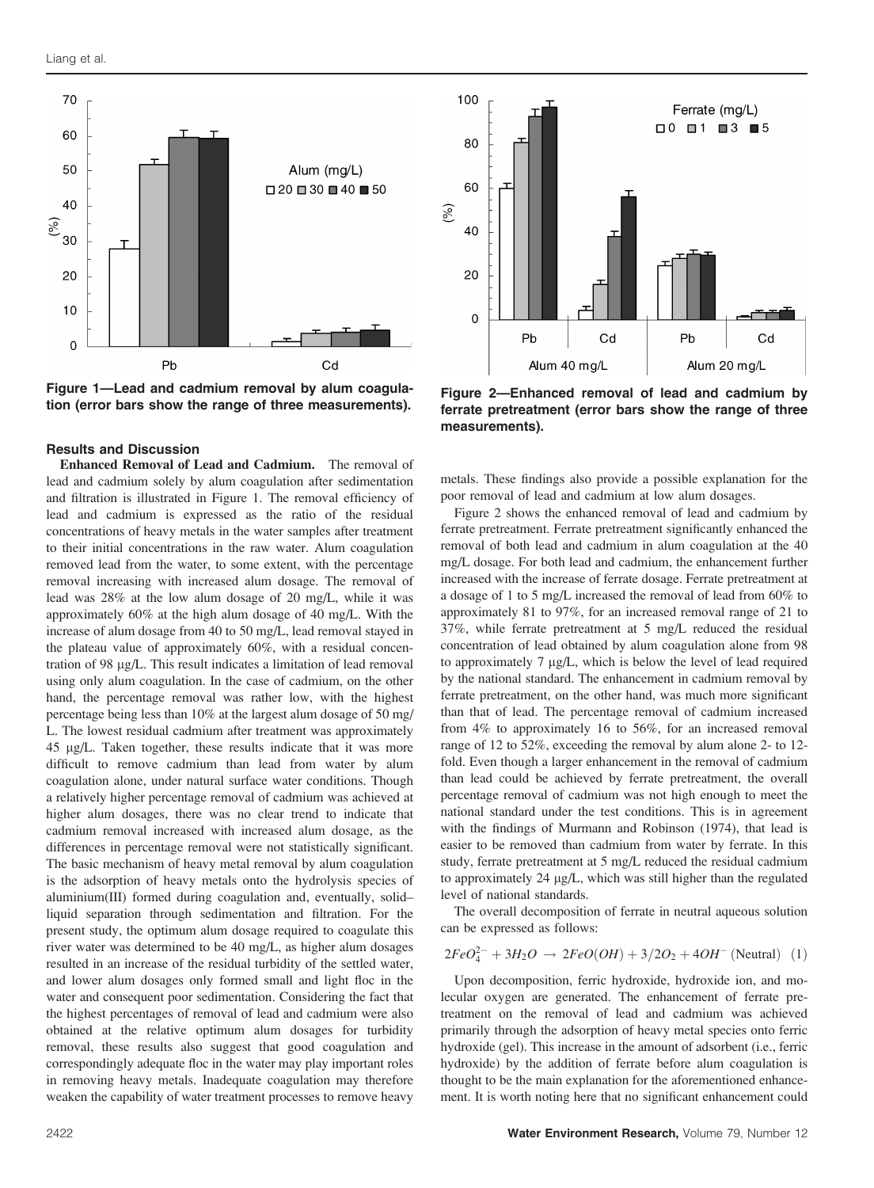Figure 1—Lead and cadmium removal by alum coagulation (error bars show the range of three measurements).

Figure 2—Enhanced removal of lead and cadmium by ferrate pretreatment (error bars show the range of three measurements).

### Results and Discussion

**Enhanced Removal of Lead and Cadmium.** The removal of lead and cadmium solely by alum coagulation after sedimentation and filtration is illustrated in Figure 1. The removal efficiency of lead and cadmium is expressed as the ratio of the residual concentrations of heavy metals in the water samples after treatment to their initial concentrations in the raw water. Alum coagulation removed lead from the water, to some extent, with the percentage removal increasing with increased alum dosage. The removal of lead was 28% at the low alum dosage of 20 mg/L, while it was approximately 60% at the high alum dosage of 40 mg/L. With the increase of alum dosage from 40 to 50 mg/L, lead removal stayed in the plateau value of approximately 60%, with a residual concentration of 98 μg/L. This result indicates a limitation of lead removal using only alum coagulation. In the case of cadmium, on the other hand, the percentage removal was rather low, with the highest percentage being less than 10% at the largest alum dosage of 50 mg/L. The lowest residual cadmium after treatment was approximately 45 μg/L. Taken together, these results indicate that it was more difficult to remove cadmium than lead from water by alum coagulation alone, under natural surface water conditions. Though a relatively higher percentage removal of cadmium was achieved at higher alum dosages, there was no clear trend to indicate that cadmium removal increased with increased alum dosage, as the differences in percentage removal were not statistically significant. The basic mechanism of heavy metal removal by alum coagulation is the adsorption of heavy metals onto the hydrolysis species of aluminium(III) formed during coagulation and, eventually, solid–liquid separation through sedimentation and filtration. For the present study, the optimum alum dosage required to coagulate this river water was determined to be 40 mg/L, as higher alum dosages resulted in an increase of the residual turbidity of the settled water, and lower alum dosages only formed small and light floc in the water and consequent poor sedimentation. Considering the fact that the highest percentages of removal of lead and cadmium were also obtained at the relative optimum alum dosages for turbidity removal, these results also suggest that good coagulation and correspondingly adequate floc in the water may play important roles in removing heavy metals. Inadequate coagulation may therefore weaken the capability of water treatment processes to remove heavy metals. These findings also provide a possible explanation for the poor removal of lead and cadmium at low alum dosages.

Figure 2 shows the enhanced removal of lead and cadmium by ferrate pretreatment. Ferrate pretreatment significantly enhanced the removal of both lead and cadmium in alum coagulation at the 40 mg/L dosage. For both lead and cadmium, the enhancement further increased with the increase of ferrate dosage. Ferrate pretreatment at a dosage of 1 to 5 mg/L increased the removal of lead from 60% to approximately 81 to 97%, for an increased removal range of 21 to 37%, while ferrate pretreatment at 5 mg/L reduced the residual concentration of lead obtained by alum coagulation alone from 98 to approximately 7 μg/L, which is below the level of lead required by the national standard. The enhancement in cadmium removal by ferrate pretreatment, on the other hand, was much more significant than that of lead. The percentage removal of cadmium increased from 4% to approximately 16 to 56%, for an increased removal range of 12 to 52%, exceeding the removal by alum alone 2- to 12-fold. Even though a larger enhancement in the removal of cadmium than lead could be achieved by ferrate pretreatment, the overall percentage removal of cadmium was not high enough to meet the national standard under the test conditions. This is in agreement with the findings of Murmann and Robinson (1974), that lead is easier to be removed than cadmium from water by ferrate. In this study, ferrate pretreatment at 5 mg/L reduced the residual cadmium to approximately 24 μg/L, which was still higher than the regulated level of national standards.

The overall decomposition of ferrate in neutral aqueous solution can be expressed as follows:

$$2FeO_4^{2-} + 3H_2O \rightarrow 2FeO(OH) + 3/2O_2 + 4OH^- \text{ (Neutral)} \quad (1)$$

Upon decomposition, ferric hydroxide, hydroxide ion, and molecular oxygen are generated. The enhancement of ferrate pretreatment on the removal of lead and cadmium was achieved primarily through the adsorption of heavy metal species onto ferric hydroxide (gel). This increase in the amount of adsorbent (i.e., ferric hydroxide) by the addition of ferrate before alum coagulation is thought to be the main explanation for the aforementioned enhancement. It is worth noting here that no significant enhancement could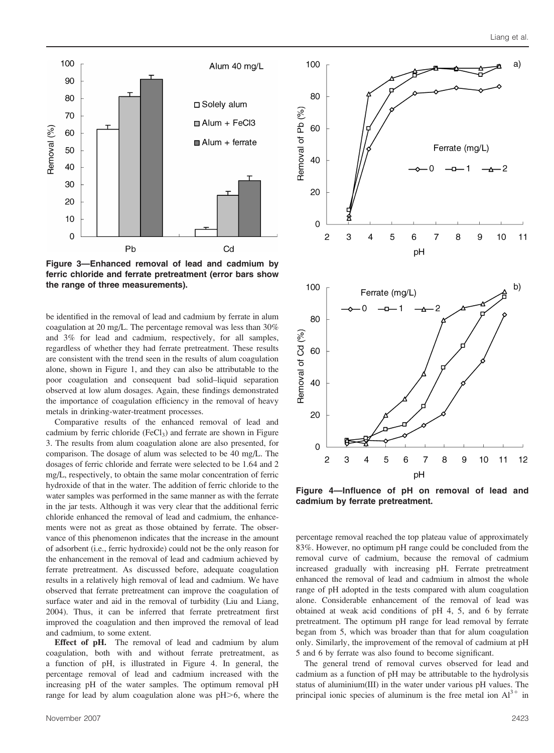be identified in the removal of lead and cadmium by ferrate in alum coagulation at 20 mg/L. The percentage removal was less than 30% and 3% for lead and cadmium, respectively, for all samples, regardless of whether they had ferrate pretreatment. These results are consistent with the trend seen in the results of alum coagulation alone, shown in Figure 1, and they can also be attributable to the poor coagulation and consequent bad solid–liquid separation observed at low alum dosages. Again, these findings demonstrated the importance of coagulation efficiency in the removal of heavy metals in drinking-water-treatment processes.

Comparative results of the enhanced removal of lead and cadmium by ferric chloride ($FeCl_3$) and ferrate are shown in Figure 3. The results from alum coagulation alone are also presented, for comparison. The dosage of alum was selected to be 40 mg/L. The dosages of ferric chloride and ferrate were selected to be 1.64 and 2 mg/L, respectively, to obtain the same molar concentration of ferric hydroxide of that in the water. The addition of ferric chloride to the water samples was performed in the same manner as with the ferrate in the jar tests. Although it was very clear that the additional ferric chloride enhanced the removal of lead and cadmium, the enhancements were not as great as those obtained by ferrate. The observance of this phenomenon indicates that the increase in the amount of adsorbent (i.e., ferric hydroxide) could not be the only reason for the enhancement in the removal of lead and cadmium achieved by ferrate pretreatment. As discussed before, adequate coagulation results in a relatively high removal of lead and cadmium. We have observed that ferrate pretreatment can improve the coagulation of surface water and aid in the removal of turbidity (Liu and Liang, 2004). Thus, it can be inferred that ferrate pretreatment first improved the coagulation and then improved the removal of lead and cadmium, to some extent.

**Effect of pH.** The removal of lead and cadmium by alum coagulation, both with and without ferrate pretreatment, as a function of pH, is illustrated in Figure 4. In general, the percentage removal of lead and cadmium increased with the increasing pH of the water samples. The optimum removal pH range for lead by alum coagulation alone was pH>6, where the percentage removal reached the top plateau value of approximately 83%. However, no optimum pH range could be concluded from the removal curve of cadmium, because the removal of cadmium increased gradually with increasing pH. Ferrate pretreatment enhanced the removal of lead and cadmium in almost the whole range of pH adopted in the tests compared with alum coagulation alone. Considerable enhancement of the removal of lead was obtained at weak acid conditions of pH 4, 5, and 6 by ferrate pretreatment. The optimum pH range for lead removal by ferrate began from 5, which was broader than that for alum coagulation only. Similarly, the improvement of the removal of cadmium at pH 5 and 6 by ferrate was also found to become significant.

The general trend of removal curves observed for lead and cadmium as a function of pH may be attributable to the hydrolysis status of aluminium(III) in the water under various pH values. The principal ionic species of aluminum is the free metal ion $Al^{3+}$ in

**Figure 3—Enhanced removal of lead and cadmium by ferric chloride and ferrate pretreatment (error bars show the range of three measurements).**

**Figure 4—Influence of pH on removal of lead and cadmium by ferrate pretreatment.**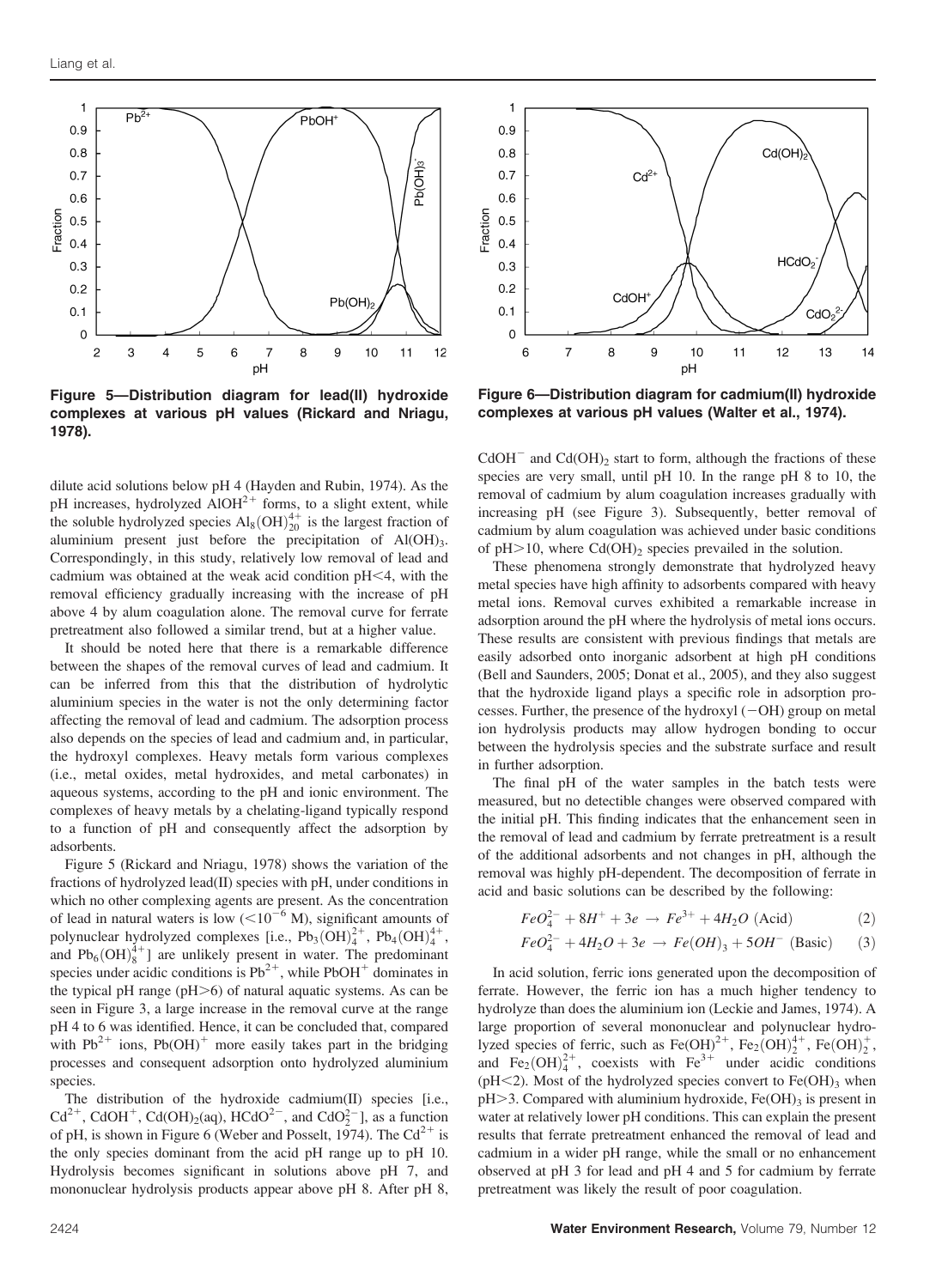Figure 5—Distribution diagram for lead(II) hydroxide complexes at various pH values (Rickard and Nriagu, 1978).

Figure 6—Distribution diagram for cadmium(II) hydroxide complexes at various pH values (Walter et al., 1974).

dilute acid solutions below pH 4 (Hayden and Rubin, 1974). As the pH increases, hydrolyzed $AlOH^{2+}$ forms, to a slight extent, while the soluble hydrolyzed species $Al_8(OH)_{20}^{4+}$ is the largest fraction of aluminium present just before the precipitation of $Al(OH)_3$. Correspondingly, in this study, relatively low removal of lead and cadmium was obtained at the weak acid condition pH<4, with the removal efficiency gradually increasing with the increase of pH above 4 by alum coagulation alone. The removal curve for ferrate pretreatment also followed a similar trend, but at a higher value.

It should be noted here that there is a remarkable difference between the shapes of the removal curves of lead and cadmium. It can be inferred from this that the distribution of hydrolytic aluminium species in the water is not the only determining factor affecting the removal of lead and cadmium. The adsorption process also depends on the species of lead and cadmium and, in particular, the hydroxyl complexes. Heavy metals form various complexes (i.e., metal oxides, metal hydroxides, and metal carbonates) in aqueous systems, according to the pH and ionic environment. The complexes of heavy metals by a chelating-ligand typically respond to a function of pH and consequently affect the adsorption by adsorbents.

Figure 5 (Rickard and Nriagu, 1978) shows the variation of the fractions of hydrolyzed lead(II) species with pH, under conditions in which no other complexing agents are present. As the concentration of lead in natural waters is low ($<10^{-6}$ M), significant amounts of polynuclear hydrolyzed complexes [i.e., $Pb_3(OH)_4^{2+}$, $Pb_4(OH)_4^{4+}$, and $Pb_6(OH)_8^{4+}$] are unlikely present in water. The predominant species under acidic conditions is $Pb^{2+}$, while $PbOH^+$ dominates in the typical pH range (pH>6) of natural aquatic systems. As can be seen in Figure 3, a large increase in the removal curve at the range pH 4 to 6 was identified. Hence, it can be concluded that, compared with $Pb^{2+}$ ions, $Pb(OH)^+$ more easily takes part in the bridging processes and consequent adsorption onto hydrolyzed aluminium species.

The distribution of the hydroxide cadmium(II) species [i.e., $Cd^{2+}$, $CdOH^+$, $Cd(OH)_2(aq)$, $HCdO^{2-}$, and $CdO_2^{2-}$], as a function of pH, is shown in Figure 6 (Weber and Posselt, 1974). The $Cd^{2+}$ is the only species dominant from the acid pH range up to pH 10. Hydrolysis becomes significant in solutions above pH 7, and mononuclear hydrolysis products appear above pH 8. After pH 8, $CdOH^-$ and $Cd(OH)_2$ start to form, although the fractions of these species are very small, until pH 10. In the range pH 8 to 10, the removal of cadmium by alum coagulation increases gradually with increasing pH (see Figure 3). Subsequently, better removal of cadmium by alum coagulation was achieved under basic conditions of pH>10, where $Cd(OH)_2$ species prevailed in the solution.

These phenomena strongly demonstrate that hydrolyzed heavy metal species have high affinity to adsorbents compared with heavy metal ions. Removal curves exhibited a remarkable increase in adsorption around the pH where the hydrolysis of metal ions occurs. These results are consistent with previous findings that metals are easily adsorbed onto inorganic adsorbent at high pH conditions (Bell and Saunders, 2005; Donat et al., 2005), and they also suggest that the hydroxide ligand plays a specific role in adsorption processes. Further, the presence of the hydroxyl (−OH) group on metal ion hydrolysis products may allow hydrogen bonding to occur between the hydrolysis species and the substrate surface and result in further adsorption.

The final pH of the water samples in the batch tests were measured, but no detectible changes were observed compared with the initial pH. This finding indicates that the enhancement seen in the removal of lead and cadmium by ferrate pretreatment is a result of the additional adsorbents and not changes in pH, although the removal was highly pH-dependent. The decomposition of ferrate in acid and basic solutions can be described by the following:

$$FeO_4^{2-} + 8H^+ + 3e \rightarrow Fe^{3+} + 4H_2O \text{ (Acid)} \quad (2)$$

$$FeO_4^{2-} + 4H_2O + 3e \rightarrow Fe(OH)_3 + 5OH^- \text{ (Basic)} \quad (3)$$

In acid solution, ferric ions generated upon the decomposition of ferrate. However, the ferric ion has a much higher tendency to hydrolyze than does the aluminium ion (Leckie and James, 1974). A large proportion of several mononuclear and polynuclear hydrolyzed species of ferric, such as $Fe(OH)^{2+}$, $Fe_2(OH)_2^{4+}$, $Fe(OH)_2^+$, and $Fe_2(OH)_4^{2+}$, coexists with $Fe^{3+}$ under acidic conditions (pH<2). Most of the hydrolyzed species convert to $Fe(OH)_3$ when pH>3. Compared with aluminium hydroxide, $Fe(OH)_3$ is present in water at relatively lower pH conditions. This can explain the present results that ferrate pretreatment enhanced the removal of lead and cadmium in a wider pH range, while the small or no enhancement observed at pH 3 for lead and pH 4 and 5 for cadmium by ferrate pretreatment was likely the result of poor coagulation.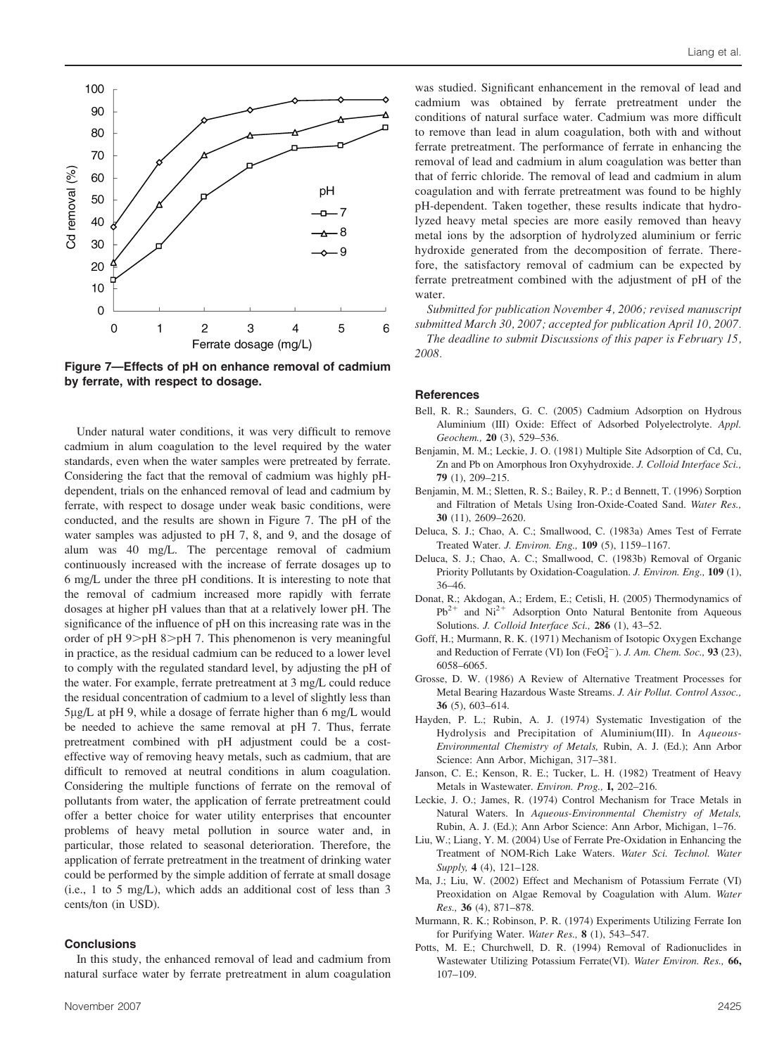**Figure 7—Effects of pH on enhance removal of cadmium by ferrate, with respect to dosage.**

Under natural water conditions, it was very difficult to remove cadmium in alum coagulation to the level required by the water standards, even when the water samples were pretreated by ferrate. Considering the fact that the removal of cadmium was highly pH-dependent, trials on the enhanced removal of lead and cadmium by ferrate, with respect to dosage under weak basic conditions, were conducted, and the results are shown in Figure 7. The pH of the water samples was adjusted to pH 7, 8, and 9, and the dosage of alum was 40 mg/L. The percentage removal of cadmium continuously increased with the increase of ferrate dosages up to 6 mg/L under the three pH conditions. It is interesting to note that the removal of cadmium increased more rapidly with ferrate dosages at higher pH values than that at a relatively lower pH. The significance of the influence of pH on this increasing rate was in the order of pH 9>pH 8>pH 7. This phenomenon is very meaningful in practice, as the residual cadmium can be reduced to a lower level to comply with the regulated standard level, by adjusting the pH of the water. For example, ferrate pretreatment at 3 mg/L could reduce the residual concentration of cadmium to a level of slightly less than 5μg/L at pH 9, while a dosage of ferrate higher than 6 mg/L would be needed to achieve the same removal at pH 7. Thus, ferrate pretreatment combined with pH adjustment could be a cost-effective way of removing heavy metals, such as cadmium, that are difficult to removed at neutral conditions in alum coagulation. Considering the multiple functions of ferrate on the removal of pollutants from water, the application of ferrate pretreatment could offer a better choice for water utility enterprises that encounter problems of heavy metal pollution in source water and, in particular, those related to seasonal deterioration. Therefore, the application of ferrate pretreatment in the treatment of drinking water could be performed by the simple addition of ferrate at small dosage (i.e., 1 to 5 mg/L), which adds an additional cost of less than 3 cents/ton (in USD).

## Conclusions

In this study, the enhanced removal of lead and cadmium from natural surface water by ferrate pretreatment in alum coagulation was studied. Significant enhancement in the removal of lead and cadmium was obtained by ferrate pretreatment under the conditions of natural surface water. Cadmium was more difficult to remove than lead in alum coagulation, both with and without ferrate pretreatment. The performance of ferrate in enhancing the removal of lead and cadmium in alum coagulation was better than that of ferric chloride. The removal of lead and cadmium in alum coagulation and with ferrate pretreatment was found to be highly pH-dependent. Taken together, these results indicate that hydrolyzed heavy metal species are more easily removed than heavy metal ions by the adsorption of hydrolyzed aluminium or ferric hydroxide generated from the decomposition of ferrate. Therefore, the satisfactory removal of cadmium can be expected by ferrate pretreatment combined with the adjustment of pH of the water.

*Submitted for publication November 4, 2006; revised manuscript submitted March 30, 2007; accepted for publication April 10, 2007.*

*The deadline to submit Discussions of this paper is February 15, 2008.*

## References

Bell, R. R.; Saunders, G. C. (2005) Cadmium Adsorption on Hydrous Aluminium (III) Oxide: Effect of Adsorbed Polyelectrolyte. *Appl. Geochem.,* **20** (3), 529–536.

Benjamin, M. M.; Leckie, J. O. (1981) Multiple Site Adsorption of Cd, Cu, Zn and Pb on Amorphous Iron Oxyhydroxide. *J. Colloid Interface Sci.,* **79** (1), 209–215.

Benjamin, M. M.; Sletten, R. S.; Bailey, R. P.; d Bennett, T. (1996) Sorption and Filtration of Metals Using Iron-Oxide-Coated Sand. *Water Res.,* **30** (11), 2609–2620.

Deluca, S. J.; Chao, A. C.; Smallwood, C. (1983a) Ames Test of Ferrate Treated Water. *J. Environ. Eng.,* **109** (5), 1159–1167.

Deluca, S. J.; Chao, A. C.; Smallwood, C. (1983b) Removal of Organic Priority Pollutants by Oxidation-Coagulation. *J. Environ. Eng.,* **109** (1), 36–46.

Donat, R.; Akdogan, A.; Erdem, E.; Cetisli, H. (2005) Thermodynamics of $Pb^{2+}$ and $Ni^{2+}$ Adsorption Onto Natural Bentonite from Aqueous Solutions. *J. Colloid Interface Sci.,* **286** (1), 43–52.

Goff, H.; Murmann, R. K. (1971) Mechanism of Isotopic Oxygen Exchange and Reduction of Ferrate (VI) Ion ($FeO_4^{2-}$). *J. Am. Chem. Soc.,* **93** (23), 6058–6065.

Grosse, D. W. (1986) A Review of Alternative Treatment Processes for Metal Bearing Hazardous Waste Streams. *J. Air Pollut. Control Assoc.,* **36** (5), 603–614.

Hayden, P. L.; Rubin, A. J. (1974) Systematic Investigation of the Hydrolysis and Precipitation of Aluminium(III). In *Aqueous-Environmental Chemistry of Metals,* Rubin, A. J. (Ed.); Ann Arbor Science: Ann Arbor, Michigan, 317–381.

Janson, C. E.; Kenson, R. E.; Tucker, L. H. (1982) Treatment of Heavy Metals in Wastewater. *Environ. Prog.,* **I,** 202–216.

Leckie, J. O.; James, R. (1974) Control Mechanism for Trace Metals in Natural Waters. In *Aqueous-Environmental Chemistry of Metals,* Rubin, A. J. (Ed.); Ann Arbor Science: Ann Arbor, Michigan, 1–76.

Liu, W.; Liang, Y. M. (2004) Use of Ferrate Pre-Oxidation in Enhancing the Treatment of NOM-Rich Lake Waters. *Water Sci. Technol. Water Supply,* **4** (4), 121–128.

Ma, J.; Liu, W. (2002) Effect and Mechanism of Potassium Ferrate (VI) Preoxidation on Algae Removal by Coagulation with Alum. *Water Res.,* **36** (4), 871–878.

Murmann, R. K.; Robinson, P. R. (1974) Experiments Utilizing Ferrate Ion for Purifying Water. *Water Res.,* **8** (1), 543–547.

Potts, M. E.; Churchwell, D. R. (1994) Removal of Radionuclides in Wastewater Utilizing Potassium Ferrate(VI). *Water Environ. Res.,* **66,** 107–109.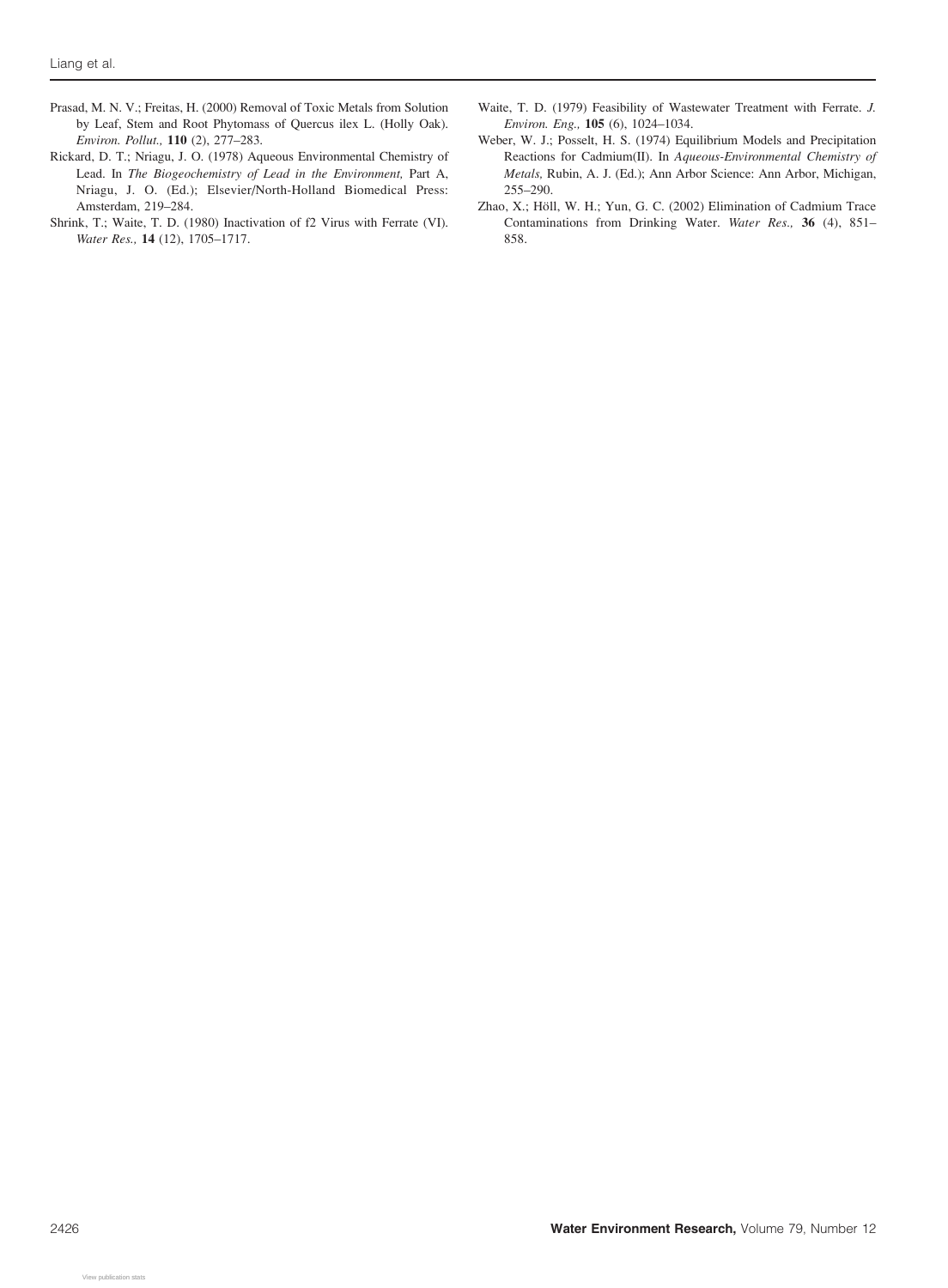Prasad, M. N. V.; Freitas, H. (2000) Removal of Toxic Metals from Solution by Leaf, Stem and Root Phytomass of Quercus ilex L. (Holly Oak). *Environ. Pollut.,* **110** (2), 277–283.

Rickard, D. T.; Nriagu, J. O. (1978) Aqueous Environmental Chemistry of Lead. In *The Biogeochemistry of Lead in the Environment,* Part A, Nriagu, J. O. (Ed.); Elsevier/North-Holland Biomedical Press: Amsterdam, 219–284.

Shrink, T.; Waite, T. D. (1980) Inactivation of f2 Virus with Ferrate (VI). *Water Res.,* **14** (12), 1705–1717.

Waite, T. D. (1979) Feasibility of Wastewater Treatment with Ferrate. *J. Environ. Eng.,* **105** (6), 1024–1034.

Weber, W. J.; Posselt, H. S. (1974) Equilibrium Models and Precipitation Reactions for Cadmium(II). In *Aqueous-Environmental Chemistry of Metals,* Rubin, A. J. (Ed.); Ann Arbor Science: Ann Arbor, Michigan, 255–290.

Zhao, X.; Höll, W. H.; Yun, G. C. (2002) Elimination of Cadmium Trace Contaminations from Drinking Water. *Water Res.,* **36** (4), 851–858.